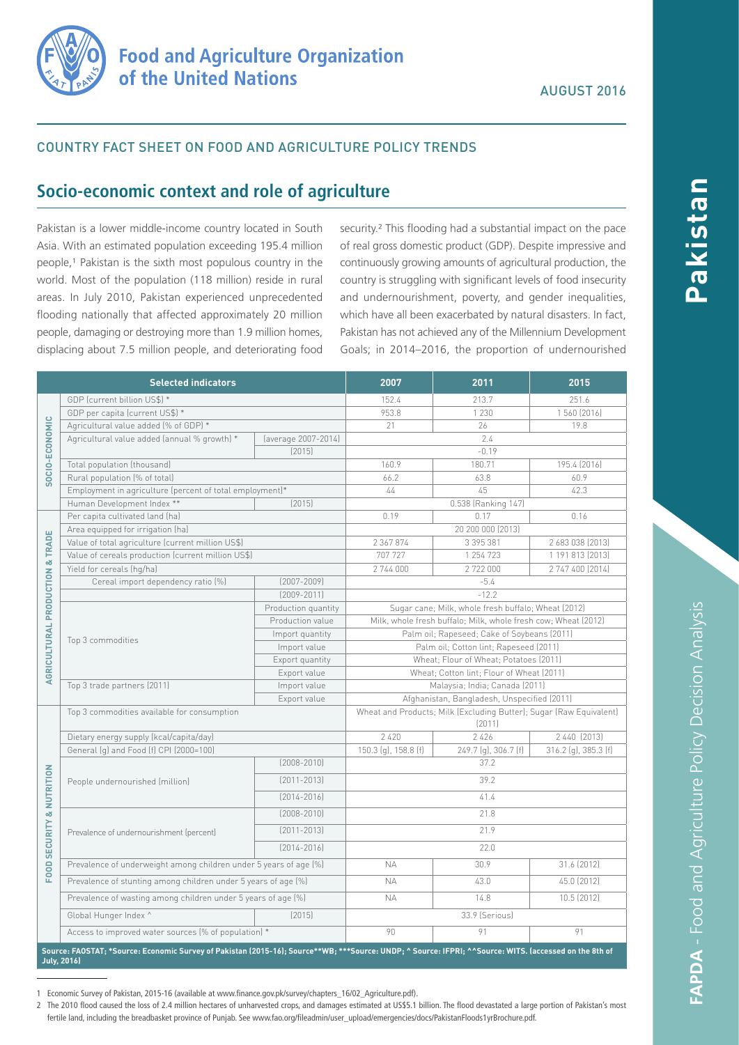# Food and Agriculture Organization of the United Nations

AUGUST 2016

COUNTRY FACT SHEET ON FOOD AND AGRICULTURE POLICY TRENDS

## Socio-economic context and role of agriculture

Pakistan is a lower middle-income country located in South Asia. With an estimated population exceeding 195.4 million people,[1] Pakistan is the sixth most populous country in the world. Most of the population (118 million) reside in rural areas. In July 2010, Pakistan experienced unprecedented flooding nationally that affected approximately 20 million people, damaging or destroying more than 1.9 million homes, displacing about 7.5 million people, and deteriorating food security.[2] This flooding had a substantial impact on the pace of real gross domestic product (GDP). Despite impressive and continuously growing amounts of agricultural production, the country is struggling with significant levels of food insecurity and undernourishment, poverty, and gender inequalities, which have all been exacerbated by natural disasters. In fact, Pakistan has not achieved any of the Millennium Development Goals; in 2014–2016, the proportion of undernourished

| | Selected indicators | | 2007 | 2011 | 2015 |
|---|---|---|---|---|---|
| SOCIO-ECONOMIC | GDP (current billion US$) * | | 152.4 | 213.7 | 251.6 |
| | GDP per capita (current US$) * | | 953.8 | 1 230 | 1 560 (2016) |
| | Agricultural value added (% of GDP) * | | 21 | 26 | 19.8 |
| | Agricultural value added (annual % growth) * | (average 2007-2014) | 2.4 | | |
| | | (2015) | -0.19 | | |
| | Total population (thousand) | | 160.9 | 180.71 | 195.4 (2016) |
| | Rural population (% of total) | | 66.2 | 63.8 | 60.9 |
| | Employment in agriculture (percent of total employment)* | | 44 | 45 | 42.3 |
| | Human Development Index ** | (2015) | 0.538 (Ranking 147) | | |
| AGRICULTURAL PRODUCTION & TRADE | Per capita cultivated land (ha) | | 0.19 | 0.17 | 0.16 |
| | Area equipped for irrigation (ha) | | 20 200 000 (2013) | | |
| | Value of total agriculture (current million US$) | | 2 367 874 | 3 395 381 | 2 683 038 (2013) |
| | Value of cereals production (current million US$) | | 707 727 | 1 254 723 | 1 191 813 (2013) |
| | Yield for cereals (hg/ha) | | 2 744 000 | 2 722 000 | 2 747 400 (2014) |
| | Cereal import dependency ratio (%) | (2007-2009) | -5.4 | | |
| | | (2009-2011) | -12.2 | | |
| | Top 3 commodities | Production quantity | Sugar cane; Milk, whole fresh buffalo; Wheat (2012) | | |
| | | Production value | Milk, whole fresh buffalo; Milk, whole fresh cow; Wheat (2012) | | |
| | | Import quantity | Palm oil; Rapeseed; Cake of Soybeans (2011) | | |
| | | Import value | Palm oil; Cotton lint; Rapeseed (2011) | | |
| | | Export quantity | Wheat; Flour of Wheat; Potatoes (2011) | | |
| | | Export value | Wheat; Cotton lint; Flour of Wheat (2011) | | |
| | Top 3 trade partners (2011) | Import value | Malaysia; India; Canada (2011) | | |
| | | Export value | Afghanistan, Bangladesh, Unspecified (2011) | | |
| FOOD SECURITY & NUTRITION | Top 3 commodities available for consumption | | Wheat and Products; Milk (Excluding Butter); Sugar (Raw Equivalent) (2011) | | |
| | Dietary energy supply (kcal/capita/day) | | 2 420 | 2 426 | 2 440 (2013) |
| | General (g) and Food (f) CPI (2000=100) | | 150.3 (g), 158.8 (f) | 249.7 (g), 306.7 (f) | 316.2 (g), 385.3 (f) |
| | People undernourished (million) | (2008-2010) | 37.2 | | |
| | | (2011-2013) | 39.2 | | |
| | | (2014-2016) | 41.4 | | |
| | Prevalence of undernourishment (percent) | (2008-2010) | 21.8 | | |
| | | (2011-2013) | 21.9 | | |
| | | (2014-2016) | 22.0 | | |
| | Prevalence of underweight among children under 5 years of age (%) | | NA | 30.9 | 31.6 (2012) |
| | Prevalence of stunting among children under 5 years of age (%) | | NA | 43.0 | 45.0 (2012) |
| | Prevalence of wasting among children under 5 years of age (%) | | NA | 14.8 | 10.5 (2012) |
| | Global Hunger Index ^ | (2015) | 33.9 (Serious) | | |
| | Access to improved water sources (% of population) * | | 90 | 91 | 91 |

**Source: FAOSTAT; *Source: Economic Survey of Pakistan (2015-16); Source**WB; ***Source: UNDP; ^ Source: IFPRI; ^^Source: WITS. (accessed on the 8th of July, 2016)**

1 Economic Survey of Pakistan, 2015-16 (available at www.finance.gov.pk/survey/chapters_16/02_Agriculture.pdf).

2 The 2010 flood caused the loss of 2.4 million hectares of unharvested crops, and damages estimated at US$5.1 billion. The flood devastated a large portion of Pakistan's most fertile land, including the breadbasket province of Punjab. See www.fao.org/fileadmin/user_upload/emergencies/docs/PakistanFloods1yrBrochure.pdf.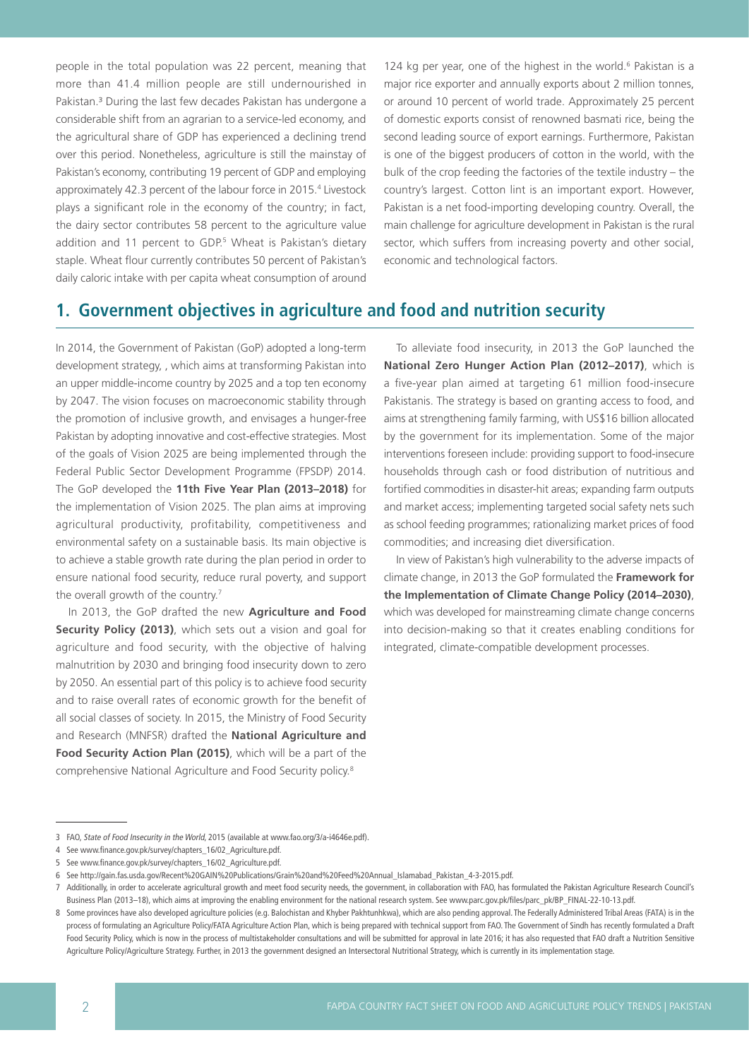people in the total population was 22 percent, meaning that more than 41.4 million people are still undernourished in Pakistan.[3] During the last few decades Pakistan has undergone a considerable shift from an agrarian to a service-led economy, and the agricultural share of GDP has experienced a declining trend over this period. Nonetheless, agriculture is still the mainstay of Pakistan's economy, contributing 19 percent of GDP and employing approximately 42.3 percent of the labour force in 2015.[4] Livestock plays a significant role in the economy of the country; in fact, the dairy sector contributes 58 percent to the agriculture value addition and 11 percent to GDP.[5] Wheat is Pakistan's dietary staple. Wheat flour currently contributes 50 percent of Pakistan's daily caloric intake with per capita wheat consumption of around 124 kg per year, one of the highest in the world.[6] Pakistan is a major rice exporter and annually exports about 2 million tonnes, or around 10 percent of world trade. Approximately 25 percent of domestic exports consist of renowned basmati rice, being the second leading source of export earnings. Furthermore, Pakistan is one of the biggest producers of cotton in the world, with the bulk of the crop feeding the factories of the textile industry – the country's largest. Cotton lint is an important export. However, Pakistan is a net food-importing developing country. Overall, the main challenge for agriculture development in Pakistan is the rural sector, which suffers from increasing poverty and other social, economic and technological factors.

## 1. Government objectives in agriculture and food and nutrition security

In 2014, the Government of Pakistan (GoP) adopted a long-term development strategy, , which aims at transforming Pakistan into an upper middle-income country by 2025 and a top ten economy by 2047. The vision focuses on macroeconomic stability through the promotion of inclusive growth, and envisages a hunger-free Pakistan by adopting innovative and cost-effective strategies. Most of the goals of Vision 2025 are being implemented through the Federal Public Sector Development Programme (FPSDP) 2014. The GoP developed the **11th Five Year Plan (2013–2018)** for the implementation of Vision 2025. The plan aims at improving agricultural productivity, profitability, competitiveness and environmental safety on a sustainable basis. Its main objective is to achieve a stable growth rate during the plan period in order to ensure national food security, reduce rural poverty, and support the overall growth of the country.[7]

In 2013, the GoP drafted the new **Agriculture and Food Security Policy (2013)**, which sets out a vision and goal for agriculture and food security, with the objective of halving malnutrition by 2030 and bringing food insecurity down to zero by 2050. An essential part of this policy is to achieve food security and to raise overall rates of economic growth for the benefit of all social classes of society. In 2015, the Ministry of Food Security and Research (MNFSR) drafted the **National Agriculture and Food Security Action Plan (2015)**, which will be a part of the comprehensive National Agriculture and Food Security policy.[8]

To alleviate food insecurity, in 2013 the GoP launched the **National Zero Hunger Action Plan (2012–2017)**, which is a five-year plan aimed at targeting 61 million food-insecure Pakistanis. The strategy is based on granting access to food, and aims at strengthening family farming, with US$16 billion allocated by the government for its implementation. Some of the major interventions foreseen include: providing support to food-insecure households through cash or food distribution of nutritious and fortified commodities in disaster-hit areas; expanding farm outputs and market access; implementing targeted social safety nets such as school feeding programmes; rationalizing market prices of food commodities; and increasing diet diversification.

In view of Pakistan's high vulnerability to the adverse impacts of climate change, in 2013 the GoP formulated the **Framework for the Implementation of Climate Change Policy (2014–2030)**, which was developed for mainstreaming climate change concerns into decision-making so that it creates enabling conditions for integrated, climate-compatible development processes.

---

3 FAO, *State of Food Insecurity in the World*, 2015 (available at www.fao.org/3/a-i4646e.pdf).

4 See www.finance.gov.pk/survey/chapters_16/02_Agriculture.pdf.

5 See www.finance.gov.pk/survey/chapters_16/02_Agriculture.pdf.

6 See http://gain.fas.usda.gov/Recent%20GAIN%20Publications/Grain%20and%20Feed%20Annual_Islamabad_Pakistan_4-3-2015.pdf.

7 Additionally, in order to accelerate agricultural growth and meet food security needs, the government, in collaboration with FAO, has formulated the Pakistan Agriculture Research Council's Business Plan (2013–18), which aims at improving the enabling environment for the national research system. See www.parc.gov.pk/files/parc_pk/BP_FINAL-22-10-13.pdf.

8 Some provinces have also developed agriculture policies (e.g. Balochistan and Khyber Pakhtunhkwa), which are also pending approval. The Federally Administered Tribal Areas (FATA) is in the process of formulating an Agriculture Policy/FATA Agriculture Action Plan, which is being prepared with technical support from FAO. The Government of Sindh has recently formulated a Draft Food Security Policy, which is now in the process of multistakeholder consultations and will be submitted for approval in late 2016; it has also requested that FAO draft a Nutrition Sensitive Agriculture Policy/Agriculture Strategy. Further, in 2013 the government designed an Intersectoral Nutritional Strategy, which is currently in its implementation stage.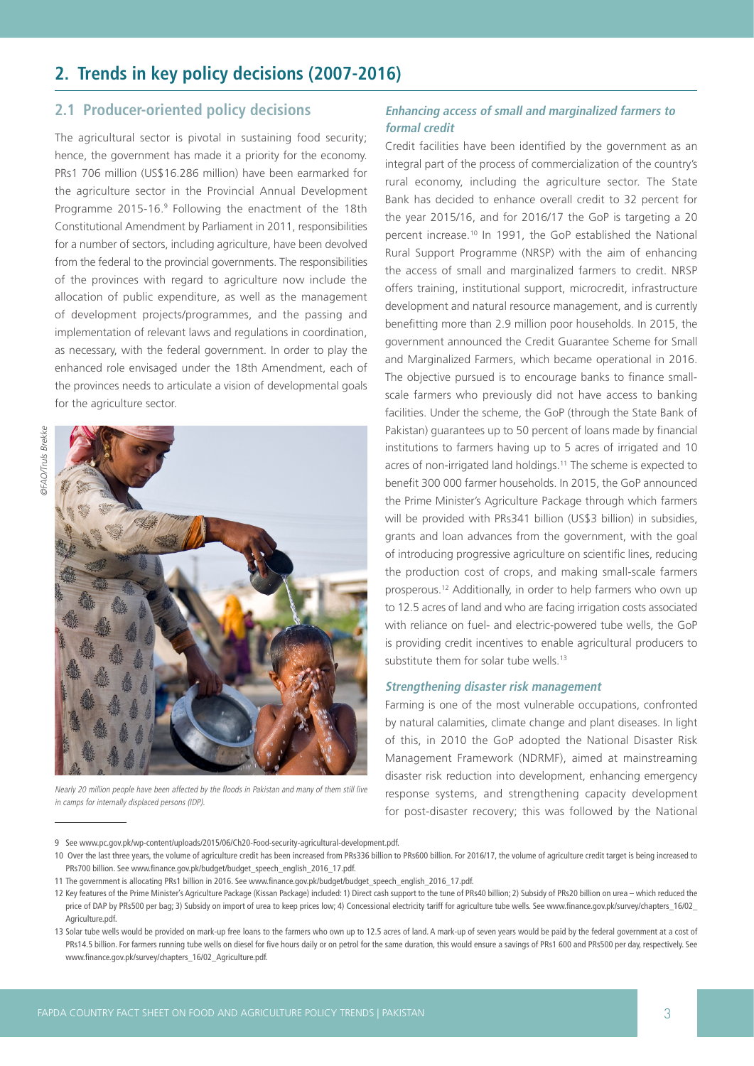## 2. Trends in key policy decisions (2007-2016)

### 2.1 Producer-oriented policy decisions

The agricultural sector is pivotal in sustaining food security; hence, the government has made it a priority for the economy. PRs1 706 million (US$16.286 million) have been earmarked for the agriculture sector in the Provincial Annual Development Programme 2015-16.[9] Following the enactment of the 18th Constitutional Amendment by Parliament in 2011, responsibilities for a number of sectors, including agriculture, have been devolved from the federal to the provincial governments. The responsibilities of the provinces with regard to agriculture now include the allocation of public expenditure, as well as the management of development projects/programmes, and the passing and implementation of relevant laws and regulations in coordination, as necessary, with the federal government. In order to play the enhanced role envisaged under the 18th Amendment, each of the provinces needs to articulate a vision of developmental goals for the agriculture sector.

*Nearly 20 million people have been affected by the floods in Pakistan and many of them still live in camps for internally displaced persons (IDP).*

©FAO/Truls Brekke

#### *Enhancing access of small and marginalized farmers to formal credit*

Credit facilities have been identified by the government as an integral part of the process of commercialization of the country's rural economy, including the agriculture sector. The State Bank has decided to enhance overall credit to 32 percent for the year 2015/16, and for 2016/17 the GoP is targeting a 20 percent increase.[10] In 1991, the GoP established the National Rural Support Programme (NRSP) with the aim of enhancing the access of small and marginalized farmers to credit. NRSP offers training, institutional support, microcredit, infrastructure development and natural resource management, and is currently benefitting more than 2.9 million poor households. In 2015, the government announced the Credit Guarantee Scheme for Small and Marginalized Farmers, which became operational in 2016. The objective pursued is to encourage banks to finance small-scale farmers who previously did not have access to banking facilities. Under the scheme, the GoP (through the State Bank of Pakistan) guarantees up to 50 percent of loans made by financial institutions to farmers having up to 5 acres of irrigated and 10 acres of non-irrigated land holdings.[11] The scheme is expected to benefit 300 000 farmer households. In 2015, the GoP announced the Prime Minister's Agriculture Package through which farmers will be provided with PRs341 billion (US$3 billion) in subsidies, grants and loan advances from the government, with the goal of introducing progressive agriculture on scientific lines, reducing the production cost of crops, and making small-scale farmers prosperous.[12] Additionally, in order to help farmers who own up to 12.5 acres of land and who are facing irrigation costs associated with reliance on fuel- and electric-powered tube wells, the GoP is providing credit incentives to enable agricultural producers to substitute them for solar tube wells.[13]

#### *Strengthening disaster risk management*

Farming is one of the most vulnerable occupations, confronted by natural calamities, climate change and plant diseases. In light of this, in 2010 the GoP adopted the National Disaster Risk Management Framework (NDRMF), aimed at mainstreaming disaster risk reduction into development, enhancing emergency response systems, and strengthening capacity development for post-disaster recovery; this was followed by the National

---

9 See www.pc.gov.pk/wp-content/uploads/2015/06/Ch20-Food-security-agricultural-development.pdf.

10 Over the last three years, the volume of agriculture credit has been increased from PRs336 billion to PRs600 billion. For 2016/17, the volume of agriculture credit target is being increased to PRs700 billion. See www.finance.gov.pk/budget/budget_speech_english_2016_17.pdf.

11 The government is allocating PRs1 billion in 2016. See www.finance.gov.pk/budget/budget_speech_english_2016_17.pdf.

12 Key features of the Prime Minister's Agriculture Package (Kissan Package) included: 1) Direct cash support to the tune of PRs40 billion; 2) Subsidy of PRs20 billion on urea – which reduced the price of DAP by PRs500 per bag; 3) Subsidy on import of urea to keep prices low; 4) Concessional electricity tariff for agriculture tube wells. See www.finance.gov.pk/survey/chapters_16/02_Agriculture.pdf.

13 Solar tube wells would be provided on mark-up free loans to the farmers who own up to 12.5 acres of land. A mark-up of seven years would be paid by the federal government at a cost of PRs14.5 billion. For farmers running tube wells on diesel for five hours daily or on petrol for the same duration, this would ensure a savings of PRs1 600 and PRs500 per day, respectively. See www.finance.gov.pk/survey/chapters_16/02_Agriculture.pdf.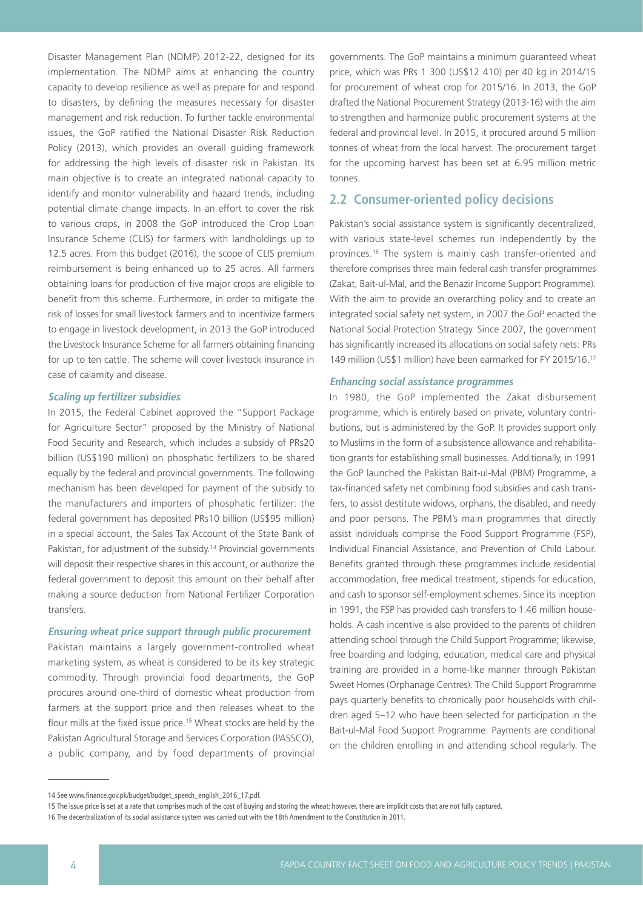Disaster Management Plan (NDMP) 2012-22, designed for its implementation. The NDMP aims at enhancing the country capacity to develop resilience as well as prepare for and respond to disasters, by defining the measures necessary for disaster management and risk reduction. To further tackle environmental issues, the GoP ratified the National Disaster Risk Reduction Policy (2013), which provides an overall guiding framework for addressing the high levels of disaster risk in Pakistan. Its main objective is to create an integrated national capacity to identify and monitor vulnerability and hazard trends, including potential climate change impacts. In an effort to cover the risk to various crops, in 2008 the GoP introduced the Crop Loan Insurance Scheme (CLIS) for farmers with landholdings up to 12.5 acres. From this budget (2016), the scope of CLIS premium reimbursement is being enhanced up to 25 acres. All farmers obtaining loans for production of five major crops are eligible to benefit from this scheme. Furthermore, in order to mitigate the risk of losses for small livestock farmers and to incentivize farmers to engage in livestock development, in 2013 the GoP introduced the Livestock Insurance Scheme for all farmers obtaining financing for up to ten cattle. The scheme will cover livestock insurance in case of calamity and disease.

#### *Scaling up fertilizer subsidies*

In 2015, the Federal Cabinet approved the "Support Package for Agriculture Sector" proposed by the Ministry of National Food Security and Research, which includes a subsidy of PRs20 billion (US$190 million) on phosphatic fertilizers to be shared equally by the federal and provincial governments. The following mechanism has been developed for payment of the subsidy to the manufacturers and importers of phosphatic fertilizer: the federal government has deposited PRs10 billion (US$95 million) in a special account, the Sales Tax Account of the State Bank of Pakistan, for adjustment of the subsidy.[14] Provincial governments will deposit their respective shares in this account, or authorize the federal government to deposit this amount on their behalf after making a source deduction from National Fertilizer Corporation transfers.

#### *Ensuring wheat price support through public procurement*

Pakistan maintains a largely government-controlled wheat marketing system, as wheat is considered to be its key strategic commodity. Through provincial food departments, the GoP procures around one-third of domestic wheat production from farmers at the support price and then releases wheat to the flour mills at the fixed issue price.[15] Wheat stocks are held by the Pakistan Agricultural Storage and Services Corporation (PASSCO), a public company, and by food departments of provincial governments. The GoP maintains a minimum guaranteed wheat price, which was PRs 1 300 (US$12 410) per 40 kg in 2014/15 for procurement of wheat crop for 2015/16. In 2013, the GoP drafted the National Procurement Strategy (2013-16) with the aim to strengthen and harmonize public procurement systems at the federal and provincial level. In 2015, it procured around 5 million tonnes of wheat from the local harvest. The procurement target for the upcoming harvest has been set at 6.95 million metric tonnes.

## 2.2 Consumer-oriented policy decisions

Pakistan's social assistance system is significantly decentralized, with various state-level schemes run independently by the provinces.[16] The system is mainly cash transfer-oriented and therefore comprises three main federal cash transfer programmes (Zakat, Bait-ul-Mal, and the Benazir Income Support Programme). With the aim to provide an overarching policy and to create an integrated social safety net system, in 2007 the GoP enacted the National Social Protection Strategy. Since 2007, the government has significantly increased its allocations on social safety nets: PRs 149 million (US$1 million) have been earmarked for FY 2015/16.[17]

#### *Enhancing social assistance programmes*

In 1980, the GoP implemented the Zakat disbursement programme, which is entirely based on private, voluntary contributions, but is administered by the GoP. It provides support only to Muslims in the form of a subsistence allowance and rehabilitation grants for establishing small businesses. Additionally, in 1991 the GoP launched the Pakistan Bait-ul-Mal (PBM) Programme, a tax-financed safety net combining food subsidies and cash transfers, to assist destitute widows, orphans, the disabled, and needy and poor persons. The PBM's main programmes that directly assist individuals comprise the Food Support Programme (FSP), Individual Financial Assistance, and Prevention of Child Labour. Benefits granted through these programmes include residential accommodation, free medical treatment, stipends for education, and cash to sponsor self-employment schemes. Since its inception in 1991, the FSP has provided cash transfers to 1.46 million households. A cash incentive is also provided to the parents of children attending school through the Child Support Programme; likewise, free boarding and lodging, education, medical care and physical training are provided in a home-like manner through Pakistan Sweet Homes (Orphanage Centres). The Child Support Programme pays quarterly benefits to chronically poor households with children aged 5–12 who have been selected for participation in the Bait-ul-Mal Food Support Programme. Payments are conditional on the children enrolling in and attending school regularly. The

---

14 See www.finance.gov.pk/budget/budget_speech_english_2016_17.pdf.

15 The issue price is set at a rate that comprises much of the cost of buying and storing the wheat; however, there are implicit costs that are not fully captured.

16 The decentralization of its social assistance system was carried out with the 18th Amendment to the Constitution in 2011.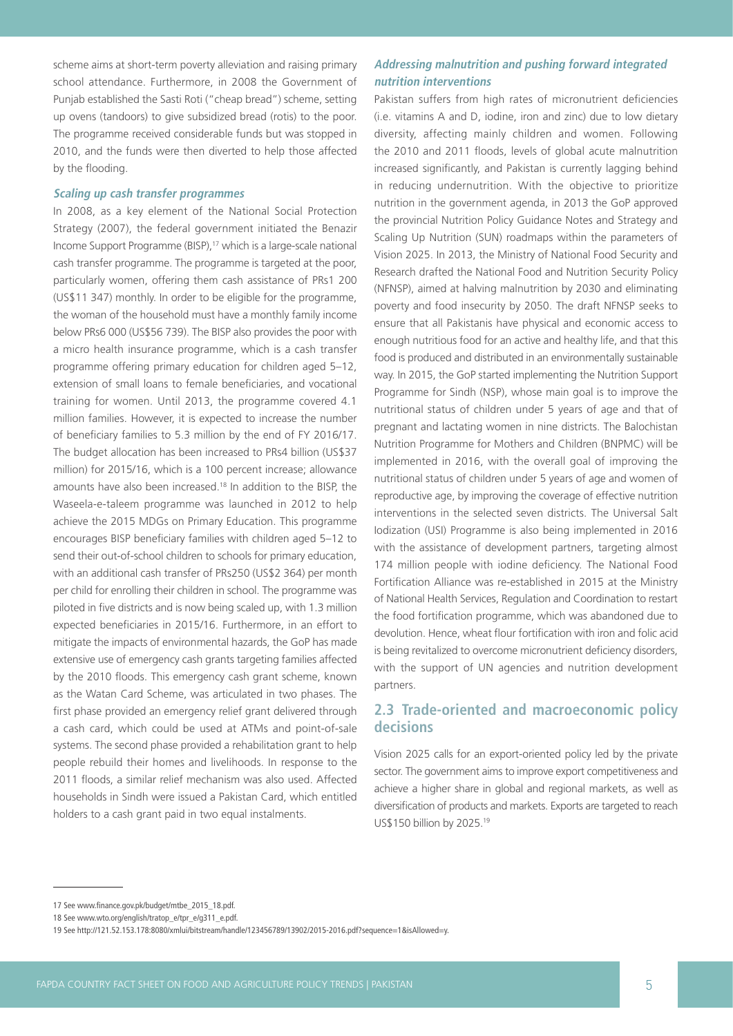scheme aims at short-term poverty alleviation and raising primary school attendance. Furthermore, in 2008 the Government of Punjab established the Sasti Roti ("cheap bread") scheme, setting up ovens (tandoors) to give subsidized bread (rotis) to the poor. The programme received considerable funds but was stopped in 2010, and the funds were then diverted to help those affected by the flooding.

### *Scaling up cash transfer programmes*

In 2008, as a key element of the National Social Protection Strategy (2007), the federal government initiated the Benazir Income Support Programme (BISP),[17] which is a large-scale national cash transfer programme. The programme is targeted at the poor, particularly women, offering them cash assistance of PRs1 200 (US$11 347) monthly. In order to be eligible for the programme, the woman of the household must have a monthly family income below PRs6 000 (US$56 739). The BISP also provides the poor with a micro health insurance programme, which is a cash transfer programme offering primary education for children aged 5–12, extension of small loans to female beneficiaries, and vocational training for women. Until 2013, the programme covered 4.1 million families. However, it is expected to increase the number of beneficiary families to 5.3 million by the end of FY 2016/17. The budget allocation has been increased to PRs4 billion (US$37 million) for 2015/16, which is a 100 percent increase; allowance amounts have also been increased.[18] In addition to the BISP, the Waseela-e-taleem programme was launched in 2012 to help achieve the 2015 MDGs on Primary Education. This programme encourages BISP beneficiary families with children aged 5–12 to send their out-of-school children to schools for primary education, with an additional cash transfer of PRs250 (US$2 364) per month per child for enrolling their children in school. The programme was piloted in five districts and is now being scaled up, with 1.3 million expected beneficiaries in 2015/16. Furthermore, in an effort to mitigate the impacts of environmental hazards, the GoP has made extensive use of emergency cash grants targeting families affected by the 2010 floods. This emergency cash grant scheme, known as the Watan Card Scheme, was articulated in two phases. The first phase provided an emergency relief grant delivered through a cash card, which could be used at ATMs and point-of-sale systems. The second phase provided a rehabilitation grant to help people rebuild their homes and livelihoods. In response to the 2011 floods, a similar relief mechanism was also used. Affected households in Sindh were issued a Pakistan Card, which entitled holders to a cash grant paid in two equal instalments.

### *Addressing malnutrition and pushing forward integrated nutrition interventions*

Pakistan suffers from high rates of micronutrient deficiencies (i.e. vitamins A and D, iodine, iron and zinc) due to low dietary diversity, affecting mainly children and women. Following the 2010 and 2011 floods, levels of global acute malnutrition increased significantly, and Pakistan is currently lagging behind in reducing undernutrition. With the objective to prioritize nutrition in the government agenda, in 2013 the GoP approved the provincial Nutrition Policy Guidance Notes and Strategy and Scaling Up Nutrition (SUN) roadmaps within the parameters of Vision 2025. In 2013, the Ministry of National Food Security and Research drafted the National Food and Nutrition Security Policy (NFNSP), aimed at halving malnutrition by 2030 and eliminating poverty and food insecurity by 2050. The draft NFNSP seeks to ensure that all Pakistanis have physical and economic access to enough nutritious food for an active and healthy life, and that this food is produced and distributed in an environmentally sustainable way. In 2015, the GoP started implementing the Nutrition Support Programme for Sindh (NSP), whose main goal is to improve the nutritional status of children under 5 years of age and that of pregnant and lactating women in nine districts. The Balochistan Nutrition Programme for Mothers and Children (BNPMC) will be implemented in 2016, with the overall goal of improving the nutritional status of children under 5 years of age and women of reproductive age, by improving the coverage of effective nutrition interventions in the selected seven districts. The Universal Salt Iodization (USI) Programme is also being implemented in 2016 with the assistance of development partners, targeting almost 174 million people with iodine deficiency. The National Food Fortification Alliance was re-established in 2015 at the Ministry of National Health Services, Regulation and Coordination to restart the food fortification programme, which was abandoned due to devolution. Hence, wheat flour fortification with iron and folic acid is being revitalized to overcome micronutrient deficiency disorders, with the support of UN agencies and nutrition development partners.

## 2.3 Trade-oriented and macroeconomic policy decisions

Vision 2025 calls for an export-oriented policy led by the private sector. The government aims to improve export competitiveness and achieve a higher share in global and regional markets, as well as diversification of products and markets. Exports are targeted to reach US$150 billion by 2025.[19]

---

17 See www.finance.gov.pk/budget/mtbe_2015_18.pdf.

18 See www.wto.org/english/tratop_e/tpr_e/g311_e.pdf.

19 See http://121.52.153.178:8080/xmlui/bitstream/handle/123456789/13902/2015-2016.pdf?sequence=1&isAllowed=y.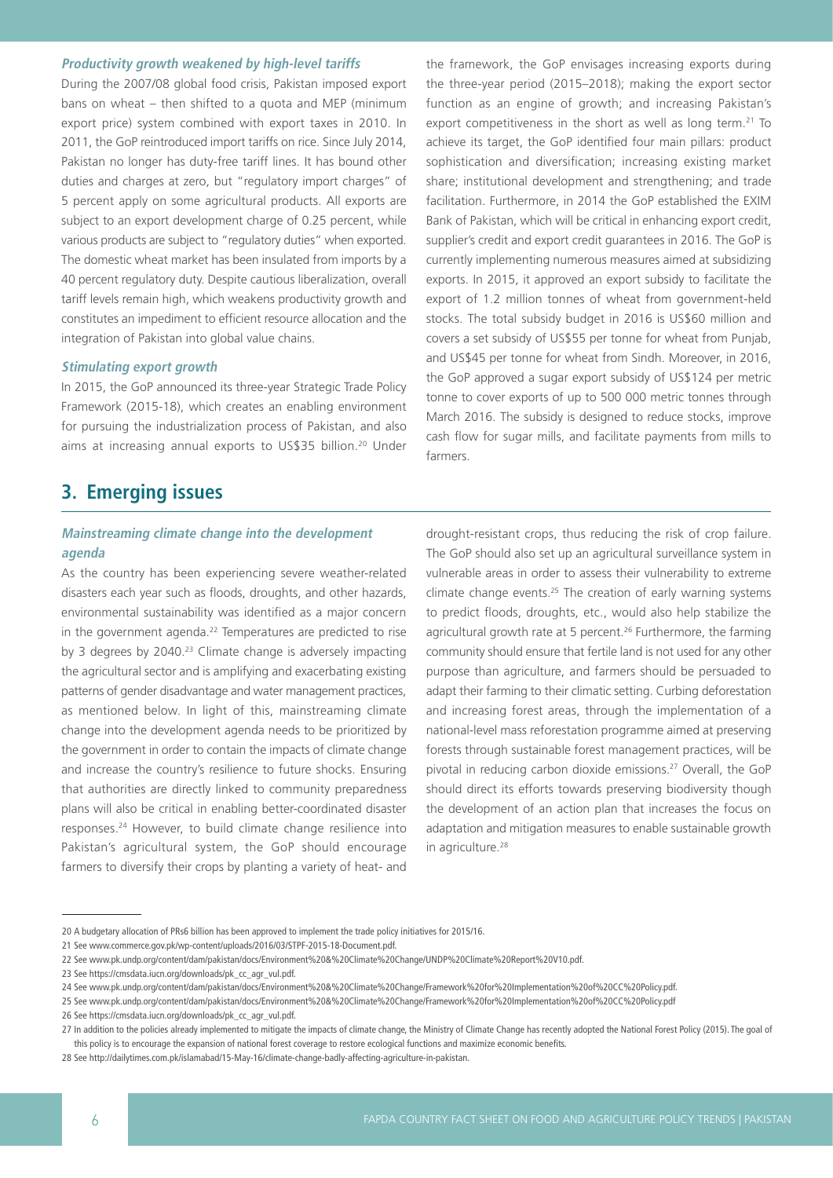### *Productivity growth weakened by high-level tariffs*

During the 2007/08 global food crisis, Pakistan imposed export bans on wheat – then shifted to a quota and MEP (minimum export price) system combined with export taxes in 2010. In 2011, the GoP reintroduced import tariffs on rice. Since July 2014, Pakistan no longer has duty-free tariff lines. It has bound other duties and charges at zero, but "regulatory import charges" of 5 percent apply on some agricultural products. All exports are subject to an export development charge of 0.25 percent, while various products are subject to "regulatory duties" when exported. The domestic wheat market has been insulated from imports by a 40 percent regulatory duty. Despite cautious liberalization, overall tariff levels remain high, which weakens productivity growth and constitutes an impediment to efficient resource allocation and the integration of Pakistan into global value chains.

### *Stimulating export growth*

In 2015, the GoP announced its three-year Strategic Trade Policy Framework (2015-18), which creates an enabling environment for pursuing the industrialization process of Pakistan, and also aims at increasing annual exports to US$35 billion.[20] Under the framework, the GoP envisages increasing exports during the three-year period (2015–2018); making the export sector function as an engine of growth; and increasing Pakistan's export competitiveness in the short as well as long term.[21] To achieve its target, the GoP identified four main pillars: product sophistication and diversification; increasing existing market share; institutional development and strengthening; and trade facilitation. Furthermore, in 2014 the GoP established the EXIM Bank of Pakistan, which will be critical in enhancing export credit, supplier's credit and export credit guarantees in 2016. The GoP is currently implementing numerous measures aimed at subsidizing exports. In 2015, it approved an export subsidy to facilitate the export of 1.2 million tonnes of wheat from government-held stocks. The total subsidy budget in 2016 is US$60 million and covers a set subsidy of US$55 per tonne for wheat from Punjab, and US$45 per tonne for wheat from Sindh. Moreover, in 2016, the GoP approved a sugar export subsidy of US$124 per metric tonne to cover exports of up to 500 000 metric tonnes through March 2016. The subsidy is designed to reduce stocks, improve cash flow for sugar mills, and facilitate payments from mills to farmers.

## 3. Emerging issues

### *Mainstreaming climate change into the development agenda*

As the country has been experiencing severe weather-related disasters each year such as floods, droughts, and other hazards, environmental sustainability was identified as a major concern in the government agenda.[22] Temperatures are predicted to rise by 3 degrees by 2040.[23] Climate change is adversely impacting the agricultural sector and is amplifying and exacerbating existing patterns of gender disadvantage and water management practices, as mentioned below. In light of this, mainstreaming climate change into the development agenda needs to be prioritized by the government in order to contain the impacts of climate change and increase the country's resilience to future shocks. Ensuring that authorities are directly linked to community preparedness plans will also be critical in enabling better-coordinated disaster responses.[24] However, to build climate change resilience into Pakistan's agricultural system, the GoP should encourage farmers to diversify their crops by planting a variety of heat- and drought-resistant crops, thus reducing the risk of crop failure. The GoP should also set up an agricultural surveillance system in vulnerable areas in order to assess their vulnerability to extreme climate change events.[25] The creation of early warning systems to predict floods, droughts, etc., would also help stabilize the agricultural growth rate at 5 percent.[26] Furthermore, the farming community should ensure that fertile land is not used for any other purpose than agriculture, and farmers should be persuaded to adapt their farming to their climatic setting. Curbing deforestation and increasing forest areas, through the implementation of a national-level mass reforestation programme aimed at preserving forests through sustainable forest management practices, will be pivotal in reducing carbon dioxide emissions.[27] Overall, the GoP should direct its efforts towards preserving biodiversity though the development of an action plan that increases the focus on adaptation and mitigation measures to enable sustainable growth in agriculture.[28]

---

20 A budgetary allocation of PRs6 billion has been approved to implement the trade policy initiatives for 2015/16.

21 See www.commerce.gov.pk/wp-content/uploads/2016/03/STPF-2015-18-Document.pdf.

22 See www.pk.undp.org/content/dam/pakistan/docs/Environment%20&%20Climate%20Change/UNDP%20Climate%20Report%20V10.pdf.

23 See https://cmsdata.iucn.org/downloads/pk_cc_agr_vul.pdf.

24 See www.pk.undp.org/content/dam/pakistan/docs/Environment%20&%20Climate%20Change/Framework%20for%20Implementation%20of%20CC%20Policy.pdf.

25 See www.pk.undp.org/content/dam/pakistan/docs/Environment%20&%20Climate%20Change/Framework%20for%20Implementation%20of%20CC%20Policy.pdf

26 See https://cmsdata.iucn.org/downloads/pk_cc_agr_vul.pdf.

27 In addition to the policies already implemented to mitigate the impacts of climate change, the Ministry of Climate Change has recently adopted the National Forest Policy (2015). The goal of this policy is to encourage the expansion of national forest coverage to restore ecological functions and maximize economic benefits.

28 See http://dailytimes.com.pk/islamabad/15-May-16/climate-change-badly-affecting-agriculture-in-pakistan.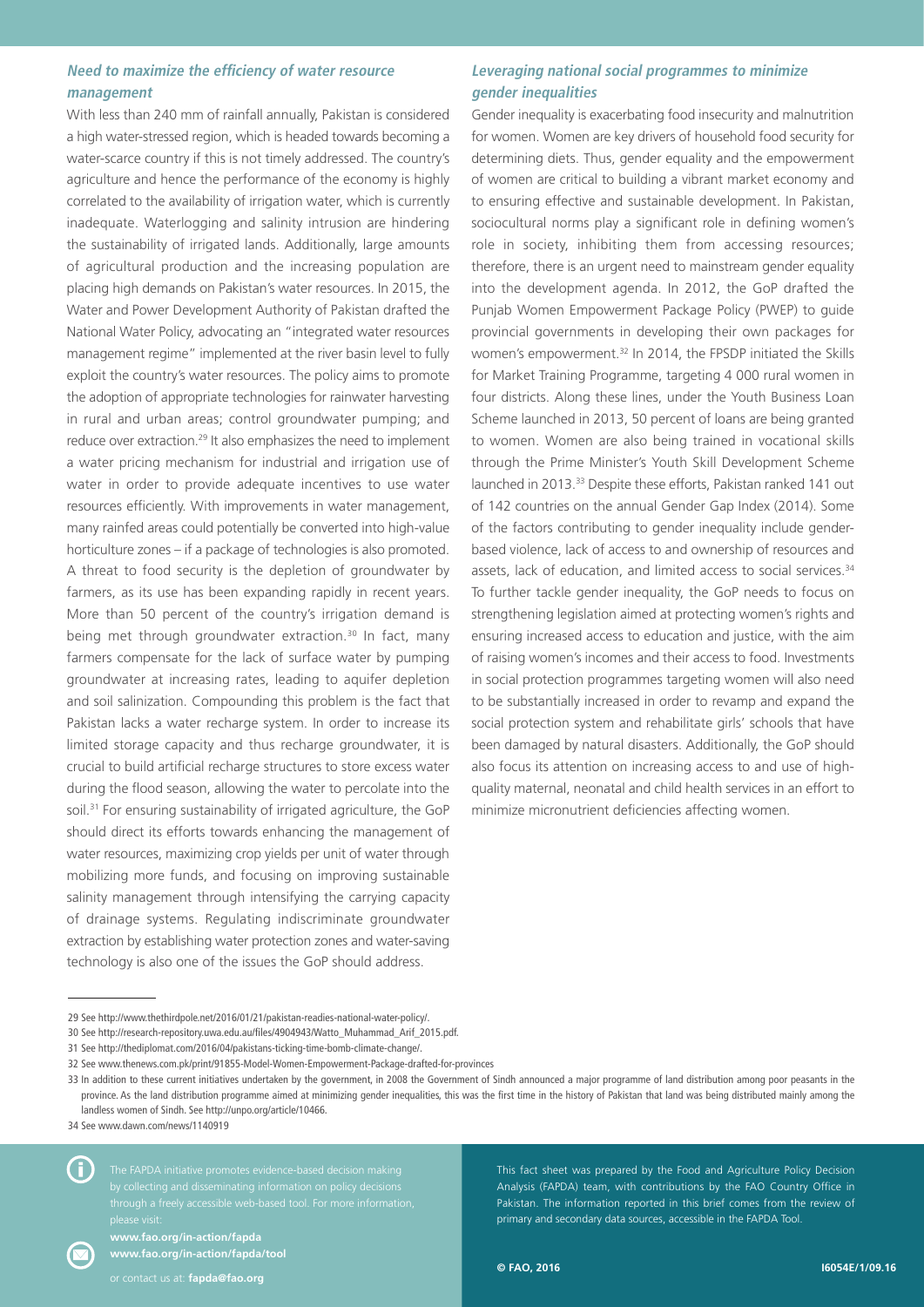### *Need to maximize the efficiency of water resource management*

With less than 240 mm of rainfall annually, Pakistan is considered a high water-stressed region, which is headed towards becoming a water-scarce country if this is not timely addressed. The country's agriculture and hence the performance of the economy is highly correlated to the availability of irrigation water, which is currently inadequate. Waterlogging and salinity intrusion are hindering the sustainability of irrigated lands. Additionally, large amounts of agricultural production and the increasing population are placing high demands on Pakistan's water resources. In 2015, the Water and Power Development Authority of Pakistan drafted the National Water Policy, advocating an "integrated water resources management regime" implemented at the river basin level to fully exploit the country's water resources. The policy aims to promote the adoption of appropriate technologies for rainwater harvesting in rural and urban areas; control groundwater pumping; and reduce over extraction.[29] It also emphasizes the need to implement a water pricing mechanism for industrial and irrigation use of water in order to provide adequate incentives to use water resources efficiently. With improvements in water management, many rainfed areas could potentially be converted into high-value horticulture zones – if a package of technologies is also promoted. A threat to food security is the depletion of groundwater by farmers, as its use has been expanding rapidly in recent years. More than 50 percent of the country's irrigation demand is being met through groundwater extraction.[30] In fact, many farmers compensate for the lack of surface water by pumping groundwater at increasing rates, leading to aquifer depletion and soil salinization. Compounding this problem is the fact that Pakistan lacks a water recharge system. In order to increase its limited storage capacity and thus recharge groundwater, it is crucial to build artificial recharge structures to store excess water during the flood season, allowing the water to percolate into the soil.[31] For ensuring sustainability of irrigated agriculture, the GoP should direct its efforts towards enhancing the management of water resources, maximizing crop yields per unit of water through mobilizing more funds, and focusing on improving sustainable salinity management through intensifying the carrying capacity of drainage systems. Regulating indiscriminate groundwater extraction by establishing water protection zones and water-saving technology is also one of the issues the GoP should address.

### *Leveraging national social programmes to minimize gender inequalities*

Gender inequality is exacerbating food insecurity and malnutrition for women. Women are key drivers of household food security for determining diets. Thus, gender equality and the empowerment of women are critical to building a vibrant market economy and to ensuring effective and sustainable development. In Pakistan, sociocultural norms play a significant role in defining women's role in society, inhibiting them from accessing resources; therefore, there is an urgent need to mainstream gender equality into the development agenda. In 2012, the GoP drafted the Punjab Women Empowerment Package Policy (PWEP) to guide provincial governments in developing their own packages for women's empowerment.[32] In 2014, the FPSDP initiated the Skills for Market Training Programme, targeting 4 000 rural women in four districts. Along these lines, under the Youth Business Loan Scheme launched in 2013, 50 percent of loans are being granted to women. Women are also being trained in vocational skills through the Prime Minister's Youth Skill Development Scheme launched in 2013.[33] Despite these efforts, Pakistan ranked 141 out of 142 countries on the annual Gender Gap Index (2014). Some of the factors contributing to gender inequality include gender-based violence, lack of access to and ownership of resources and assets, lack of education, and limited access to social services.[34] To further tackle gender inequality, the GoP needs to focus on strengthening legislation aimed at protecting women's rights and ensuring increased access to education and justice, with the aim of raising women's incomes and their access to food. Investments in social protection programmes targeting women will also need to be substantially increased in order to revamp and expand the social protection system and rehabilitate girls' schools that have been damaged by natural disasters. Additionally, the GoP should also focus its attention on increasing access to and use of high-quality maternal, neonatal and child health services in an effort to minimize micronutrient deficiencies affecting women.

---

29 See http://www.thethirdpole.net/2016/01/21/pakistan-readies-national-water-policy/.

30 See http://research-repository.uwa.edu.au/files/4904943/Watto_Muhammad_Arif_2015.pdf.

31 See http://thediplomat.com/2016/04/pakistans-ticking-time-bomb-climate-change/.

32 See www.thenews.com.pk/print/91855-Model-Women-Empowerment-Package-drafted-for-provinces

33 In addition to these current initiatives undertaken by the government, in 2008 the Government of Sindh announced a major programme of land distribution among poor peasants in the province. As the land distribution programme aimed at minimizing gender inequalities, this was the first time in the history of Pakistan that land was being distributed mainly among the landless women of Sindh. See http://unpo.org/article/10466.

34 See www.dawn.com/news/1140919

The FAPDA initiative promotes evidence-based decision making by collecting and disseminating information on policy decisions through a freely accessible web-based tool. For more information, please visit:

**www.fao.org/in-action/fapda**
**www.fao.org/in-action/fapda/tool**

or contact us at: **fapda@fao.org**

This fact sheet was prepared by the Food and Agriculture Policy Decision Analysis (FAPDA) team, with contributions by the FAO Country Office in Pakistan. The information reported in this brief comes from the review of primary and secondary data sources, accessible in the FAPDA Tool.

**© FAO, 2016** **I6054E/1/09.16**